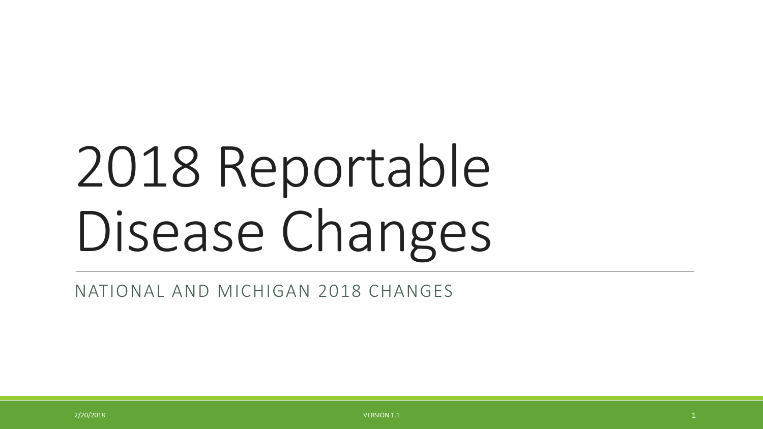# 2018 Reportable Disease Changes

NATIONAL AND MICHIGAN 2018 CHANGES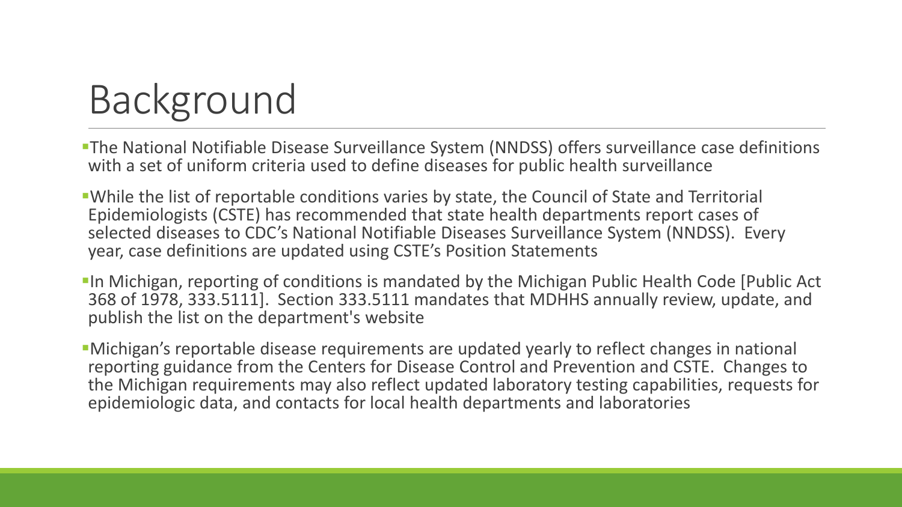# Background

- The National Notifiable Disease Surveillance System (NNDSS) offers surveillance case definitions with a set of uniform criteria used to define diseases for public health surveillance
- While the list of reportable conditions varies by state, the Council of State and Territorial Epidemiologists (CSTE) has recommended that state health departments report cases of selected diseases to CDC's National Notifiable Diseases Surveillance System (NNDSS). Every year, case definitions are updated using CSTE's Position Statements
- In Michigan, reporting of conditions is mandated by the Michigan Public Health Code [Public Act 368 of 1978, 333.5111]. Section 333.5111 mandates that MDHHS annually review, update, and publish the list on the department's website
- Michigan's reportable disease requirements are updated yearly to reflect changes in national reporting guidance from the Centers for Disease Control and Prevention and CSTE. Changes to the Michigan requirements may also reflect updated laboratory testing capabilities, requests for epidemiologic data, and contacts for local health departments and laboratories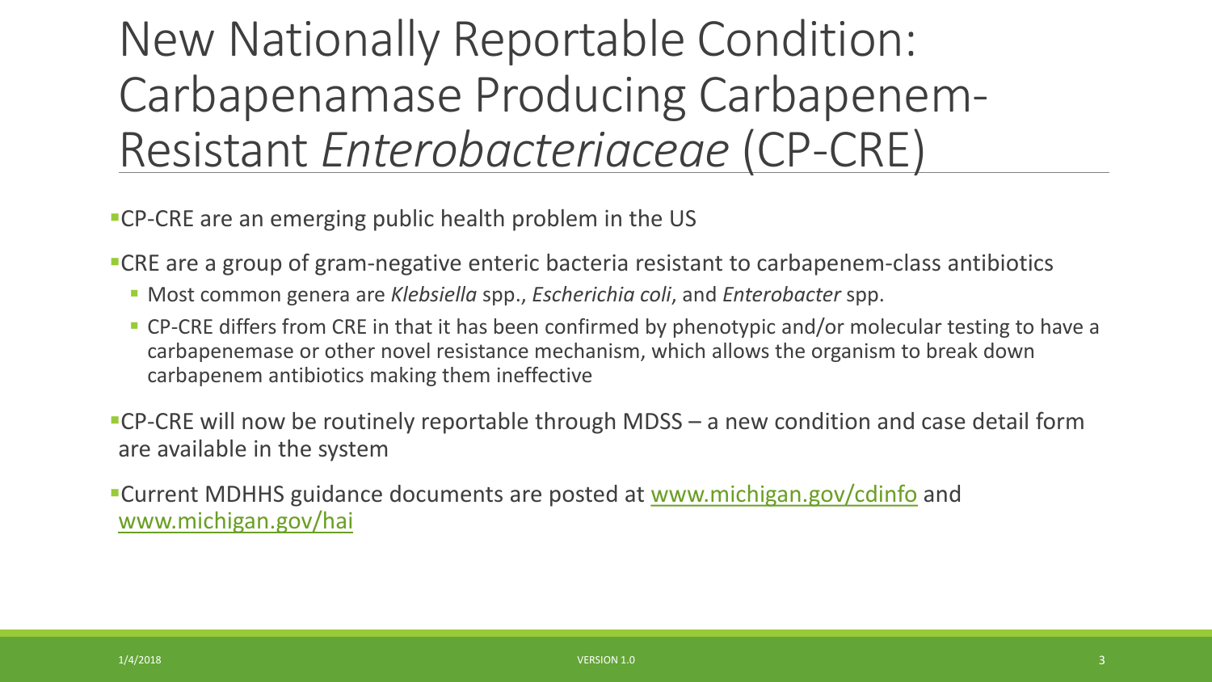# New Nationally Reportable Condition: Carbapenamase Producing Carbapenem-Resistant *Enterobacteriaceae* (CP-CRE)

- CP-CRE are an emerging public health problem in the US
- CRE are a group of gram-negative enteric bacteria resistant to carbapenem-class antibiotics
  - Most common genera are *Klebsiella* spp., *Escherichia coli*, and *Enterobacter* spp.
  - CP-CRE differs from CRE in that it has been confirmed by phenotypic and/or molecular testing to have a carbapenemase or other novel resistance mechanism, which allows the organism to break down carbapenem antibiotics making them ineffective
- CP-CRE will now be routinely reportable through MDSS – a new condition and case detail form are available in the system
- Current MDHHS guidance documents are posted at [www.michigan.gov/cdinfo](www.michigan.gov/cdinfo) and [www.michigan.gov/hai](www.michigan.gov/hai)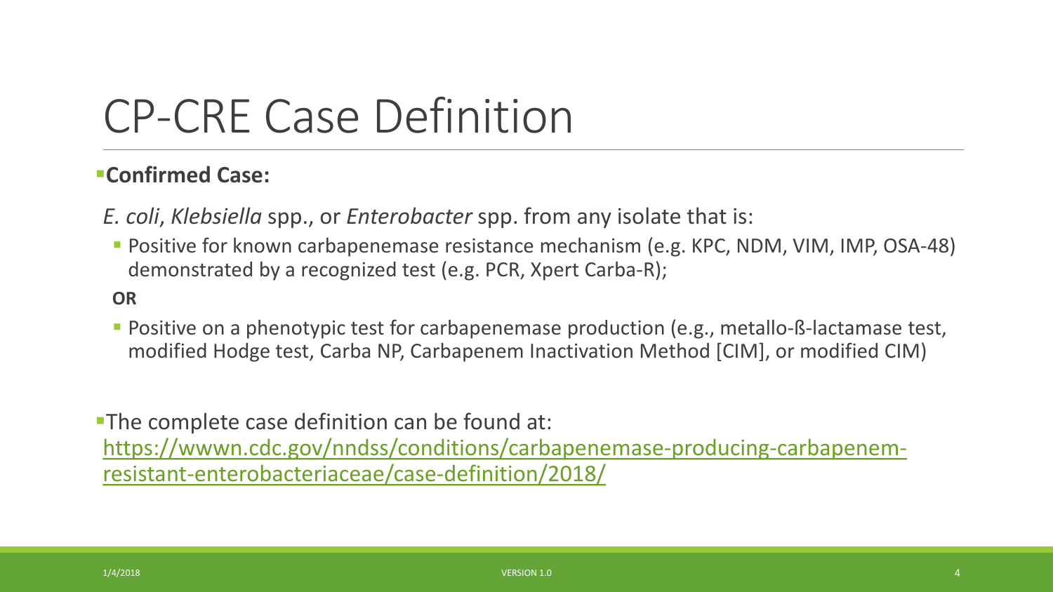# CP-CRE Case Definition

- **Confirmed Case:**

*E. coli*, *Klebsiella* spp., or *Enterobacter* spp. from any isolate that is:

- Positive for known carbapenemase resistance mechanism (e.g. KPC, NDM, VIM, IMP, OSA-48) demonstrated by a recognized test (e.g. PCR, Xpert Carba-R);

**OR**

- Positive on a phenotypic test for carbapenemase production (e.g., metallo-ß-lactamase test, modified Hodge test, Carba NP, Carbapenem Inactivation Method [CIM], or modified CIM)

- The complete case definition can be found at: [https://wwwn.cdc.gov/nndss/conditions/carbapenemase-producing-carbapenem-resistant-enterobacteriaceae/case-definition/2018/](https://wwwn.cdc.gov/nndss/conditions/carbapenemase-producing-carbapenem-resistant-enterobacteriaceae/case-definition/2018/)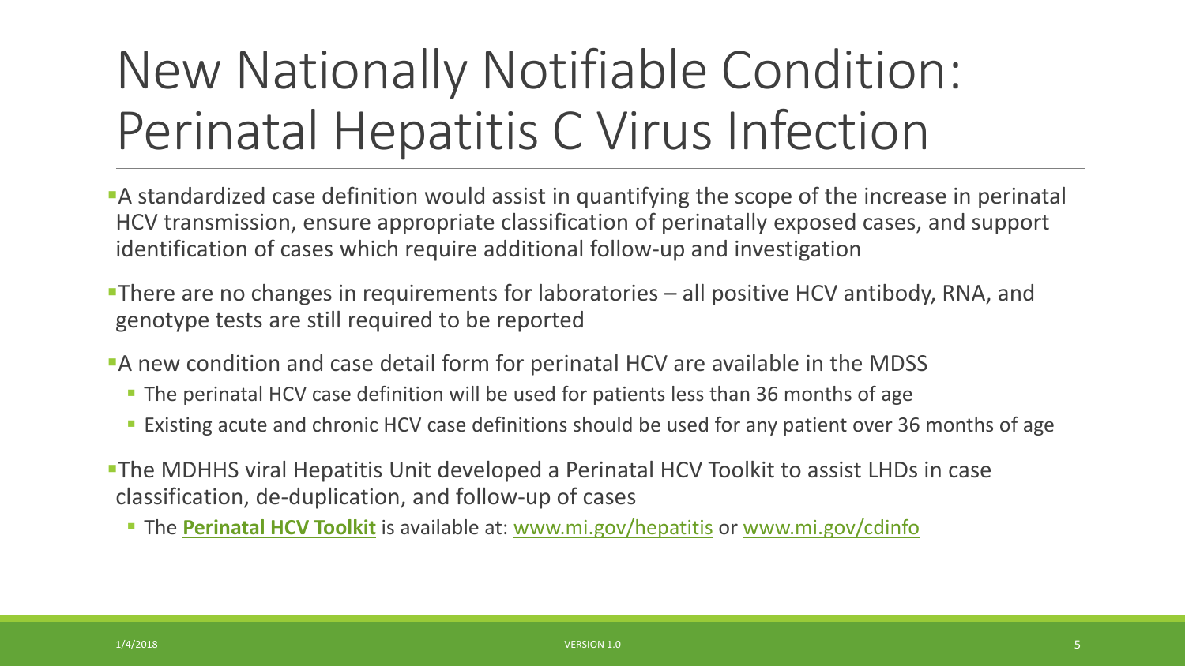# New Nationally Notifiable Condition: Perinatal Hepatitis C Virus Infection

- A standardized case definition would assist in quantifying the scope of the increase in perinatal HCV transmission, ensure appropriate classification of perinatally exposed cases, and support identification of cases which require additional follow-up and investigation
- There are no changes in requirements for laboratories – all positive HCV antibody, RNA, and genotype tests are still required to be reported
- A new condition and case detail form for perinatal HCV are available in the MDSS
  - The perinatal HCV case definition will be used for patients less than 36 months of age
  - Existing acute and chronic HCV case definitions should be used for any patient over 36 months of age
- The MDHHS viral Hepatitis Unit developed a Perinatal HCV Toolkit to assist LHDs in case classification, de-duplication, and follow-up of cases
  - The **Perinatal HCV Toolkit** is available at: www.mi.gov/hepatitis or www.mi.gov/cdinfo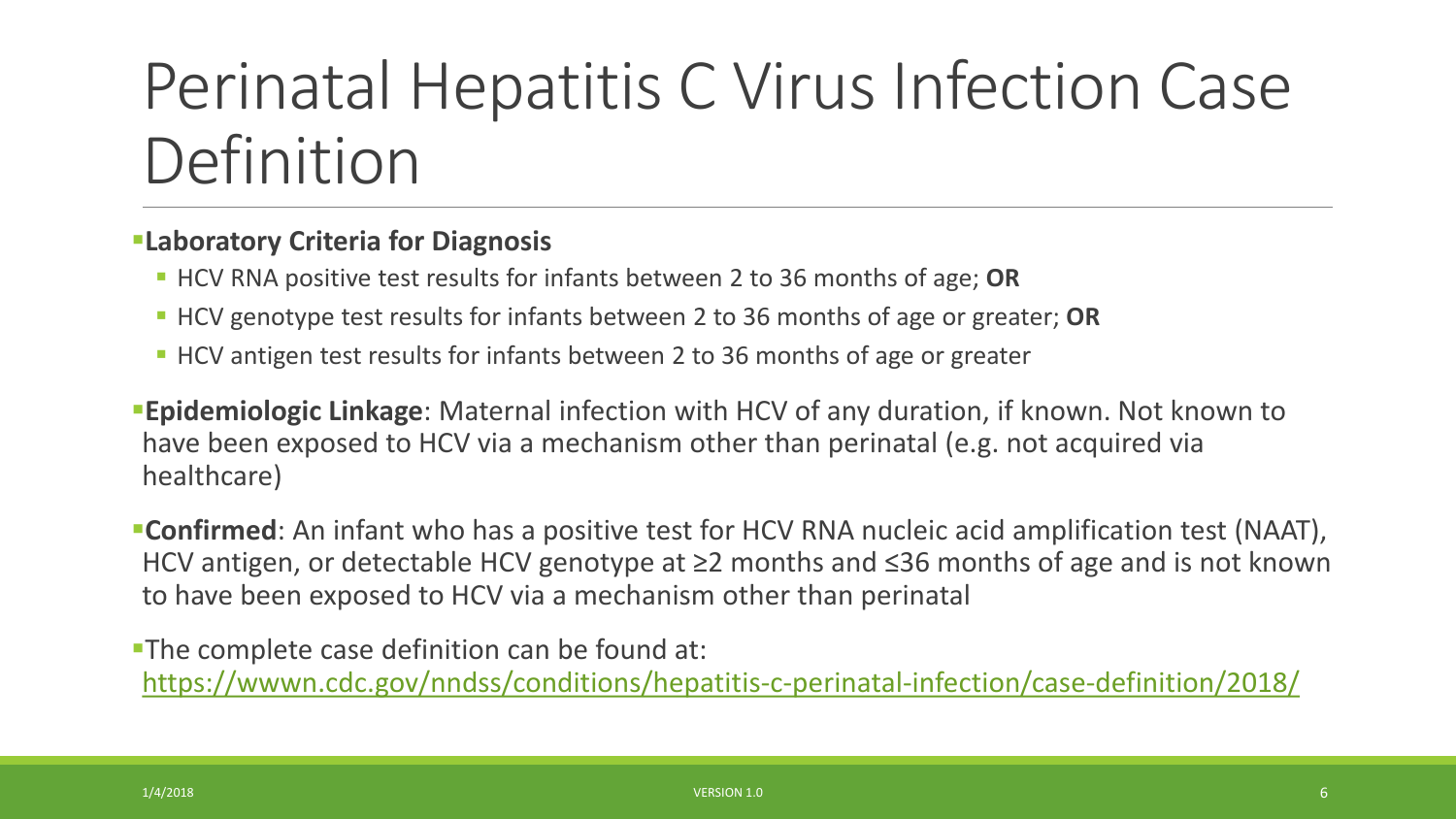# Perinatal Hepatitis C Virus Infection Case Definition

- **Laboratory Criteria for Diagnosis**
  - HCV RNA positive test results for infants between 2 to 36 months of age; **OR**
  - HCV genotype test results for infants between 2 to 36 months of age or greater; **OR**
  - HCV antigen test results for infants between 2 to 36 months of age or greater
- **Epidemiologic Linkage**: Maternal infection with HCV of any duration, if known. Not known to have been exposed to HCV via a mechanism other than perinatal (e.g. not acquired via healthcare)
- **Confirmed**: An infant who has a positive test for HCV RNA nucleic acid amplification test (NAAT), HCV antigen, or detectable HCV genotype at ≥2 months and ≤36 months of age and is not known to have been exposed to HCV via a mechanism other than perinatal
- The complete case definition can be found at: [https://wwwn.cdc.gov/nndss/conditions/hepatitis-c-perinatal-infection/case-definition/2018/](https://wwwn.cdc.gov/nndss/conditions/hepatitis-c-perinatal-infection/case-definition/2018/)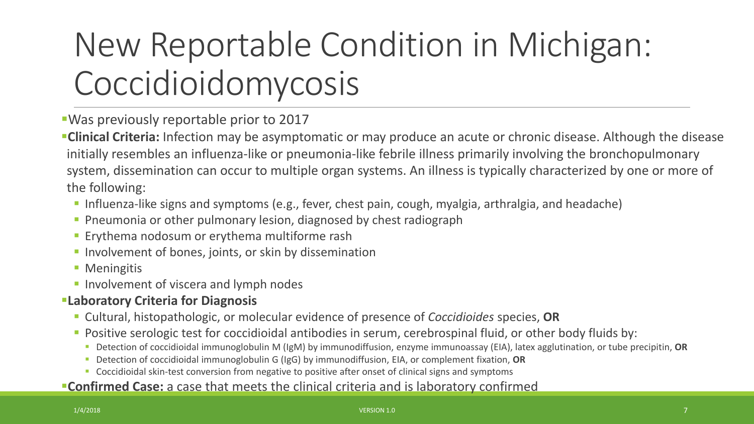# New Reportable Condition in Michigan: Coccidioidomycosis

- Was previously reportable prior to 2017
- **Clinical Criteria:** Infection may be asymptomatic or may produce an acute or chronic disease. Although the disease initially resembles an influenza-like or pneumonia-like febrile illness primarily involving the bronchopulmonary system, dissemination can occur to multiple organ systems. An illness is typically characterized by one or more of the following:
  - Influenza-like signs and symptoms (e.g., fever, chest pain, cough, myalgia, arthralgia, and headache)
  - Pneumonia or other pulmonary lesion, diagnosed by chest radiograph
  - Erythema nodosum or erythema multiforme rash
  - Involvement of bones, joints, or skin by dissemination
  - Meningitis
  - Involvement of viscera and lymph nodes
- **Laboratory Criteria for Diagnosis**
  - Cultural, histopathologic, or molecular evidence of presence of *Coccidioides* species, **OR**
  - Positive serologic test for coccidioidal antibodies in serum, cerebrospinal fluid, or other body fluids by:
    - Detection of coccidioidal immunoglobulin M (IgM) by immunodiffusion, enzyme immunoassay (EIA), latex agglutination, or tube precipitin, **OR**
    - Detection of coccidioidal immunoglobulin G (IgG) by immunodiffusion, EIA, or complement fixation, **OR**
    - Coccidioidal skin-test conversion from negative to positive after onset of clinical signs and symptoms
- **Confirmed Case:** a case that meets the clinical criteria and is laboratory confirmed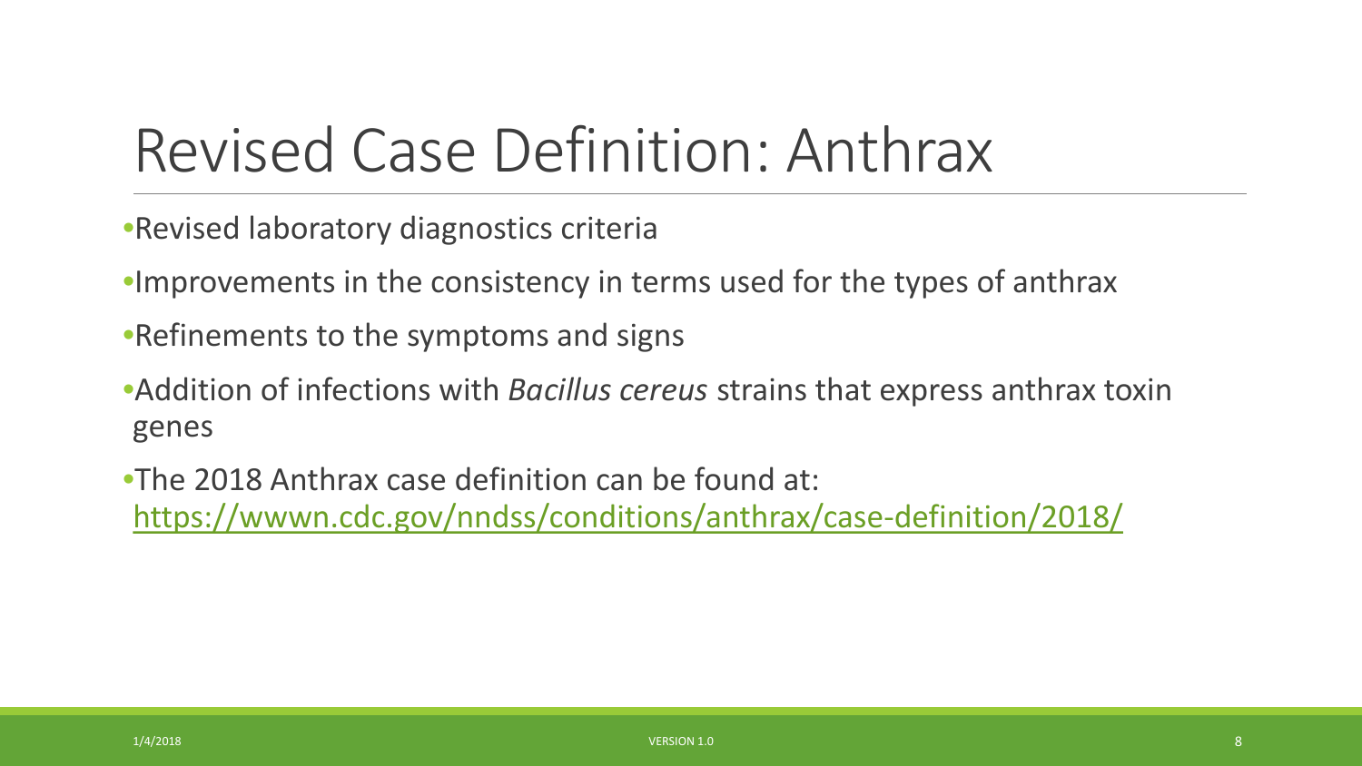# Revised Case Definition: Anthrax

- Revised laboratory diagnostics criteria
- Improvements in the consistency in terms used for the types of anthrax
- Refinements to the symptoms and signs
- Addition of infections with *Bacillus cereus* strains that express anthrax toxin genes
- The 2018 Anthrax case definition can be found at: https://wwwn.cdc.gov/nndss/conditions/anthrax/case-definition/2018/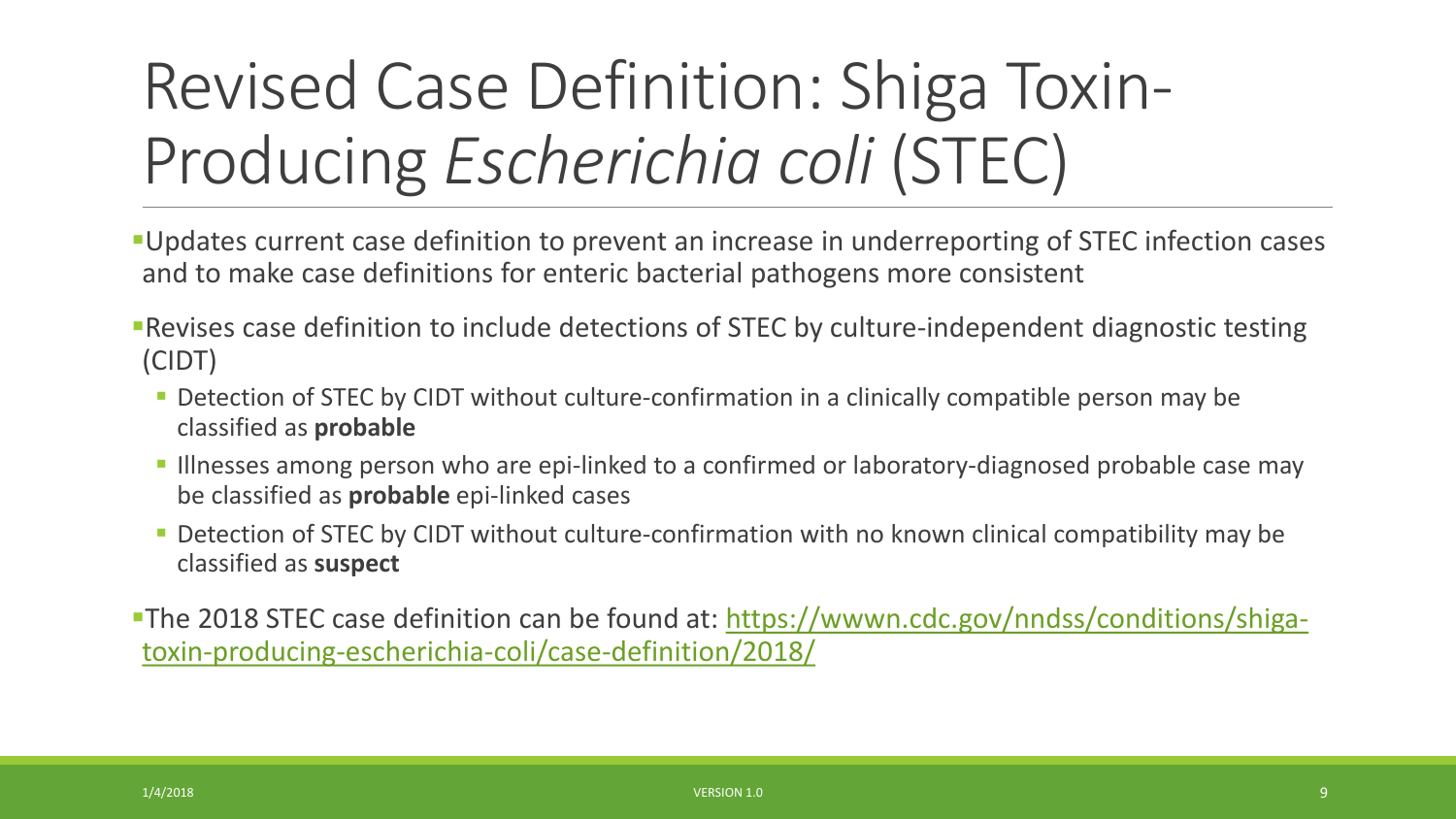# Revised Case Definition: Shiga Toxin-Producing *Escherichia coli* (STEC)

- Updates current case definition to prevent an increase in underreporting of STEC infection cases and to make case definitions for enteric bacterial pathogens more consistent
- Revises case definition to include detections of STEC by culture-independent diagnostic testing (CIDT)
  - Detection of STEC by CIDT without culture-confirmation in a clinically compatible person may be classified as **probable**
  - Illnesses among person who are epi-linked to a confirmed or laboratory-diagnosed probable case may be classified as **probable** epi-linked cases
  - Detection of STEC by CIDT without culture-confirmation with no known clinical compatibility may be classified as **suspect**
- The 2018 STEC case definition can be found at: [https://wwwn.cdc.gov/nndss/conditions/shiga-toxin-producing-escherichia-coli/case-definition/2018/](https://wwwn.cdc.gov/nndss/conditions/shiga-toxin-producing-escherichia-coli/case-definition/2018/)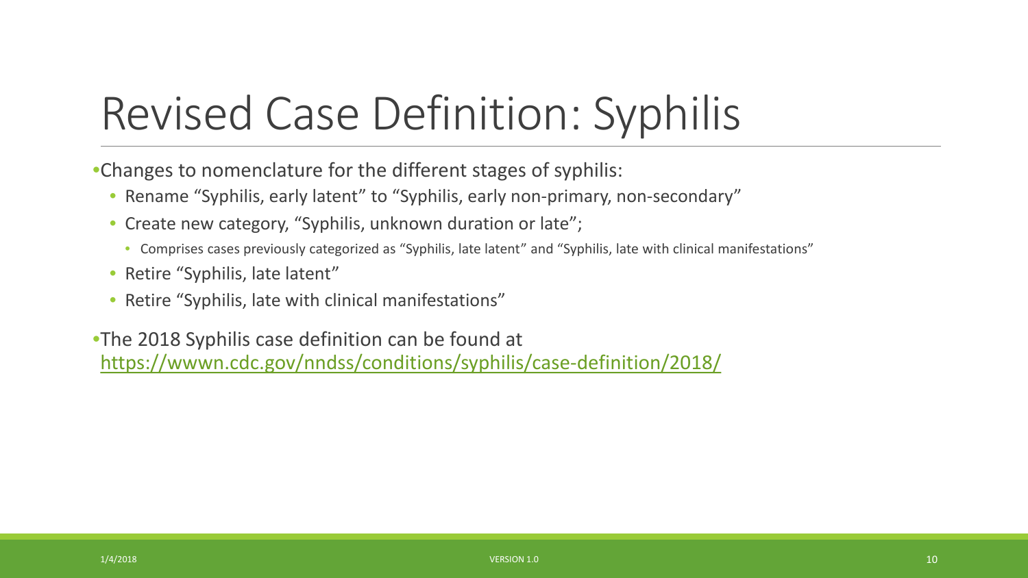# Revised Case Definition: Syphilis

- Changes to nomenclature for the different stages of syphilis:
  - Rename “Syphilis, early latent” to “Syphilis, early non-primary, non-secondary”
  - Create new category, “Syphilis, unknown duration or late”;
    - Comprises cases previously categorized as “Syphilis, late latent” and “Syphilis, late with clinical manifestations”
  - Retire “Syphilis, late latent”
  - Retire “Syphilis, late with clinical manifestations”
- The 2018 Syphilis case definition can be found at https://wwwn.cdc.gov/nndss/conditions/syphilis/case-definition/2018/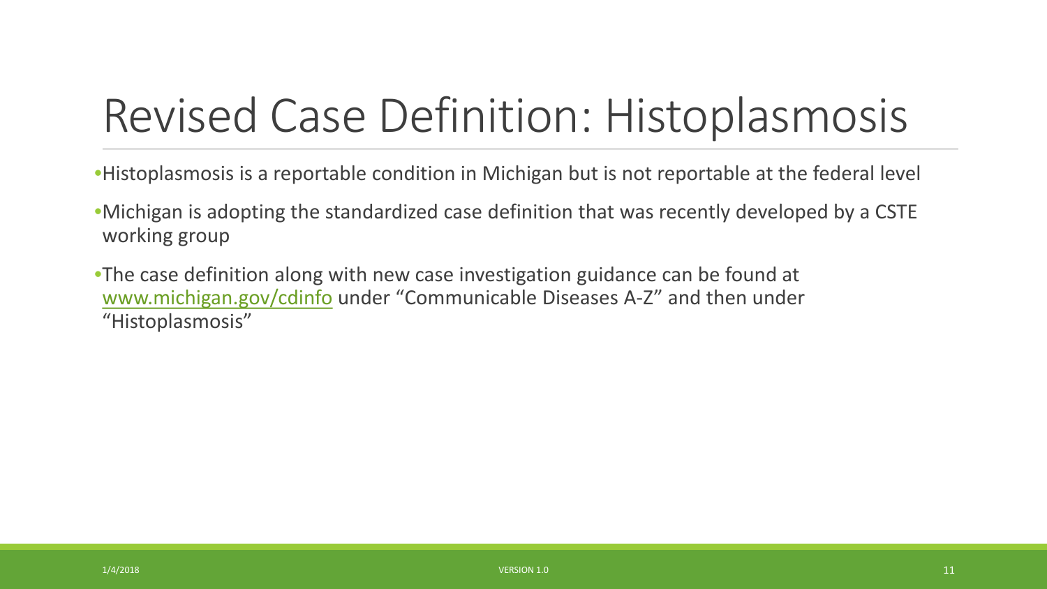# Revised Case Definition: Histoplasmosis

- Histoplasmosis is a reportable condition in Michigan but is not reportable at the federal level
- Michigan is adopting the standardized case definition that was recently developed by a CSTE working group
- The case definition along with new case investigation guidance can be found at www.michigan.gov/cdinfo under "Communicable Diseases A-Z" and then under "Histoplasmosis"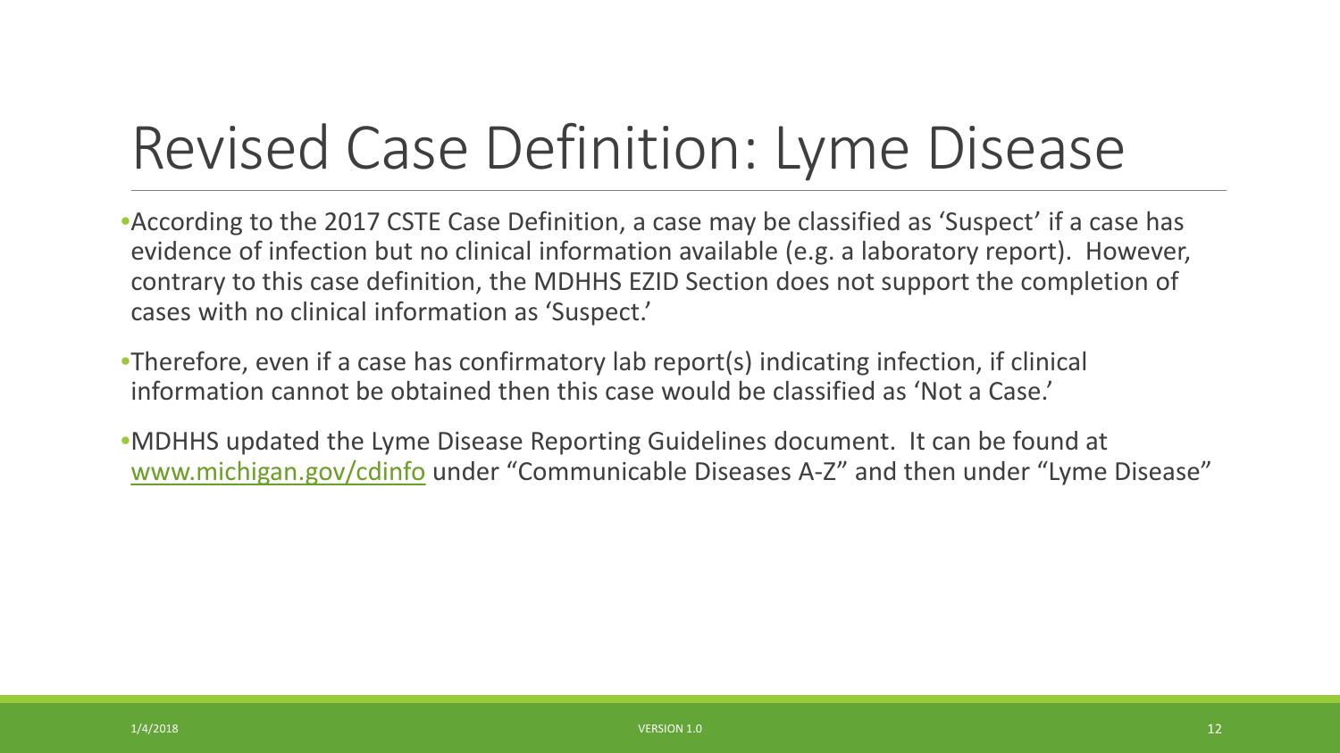# Revised Case Definition: Lyme Disease

- According to the 2017 CSTE Case Definition, a case may be classified as 'Suspect' if a case has evidence of infection but no clinical information available (e.g. a laboratory report). However, contrary to this case definition, the MDHHS EZID Section does not support the completion of cases with no clinical information as 'Suspect.'
- Therefore, even if a case has confirmatory lab report(s) indicating infection, if clinical information cannot be obtained then this case would be classified as 'Not a Case.'
- MDHHS updated the Lyme Disease Reporting Guidelines document. It can be found at [www.michigan.gov/cdinfo](www.michigan.gov/cdinfo) under "Communicable Diseases A-Z" and then under "Lyme Disease"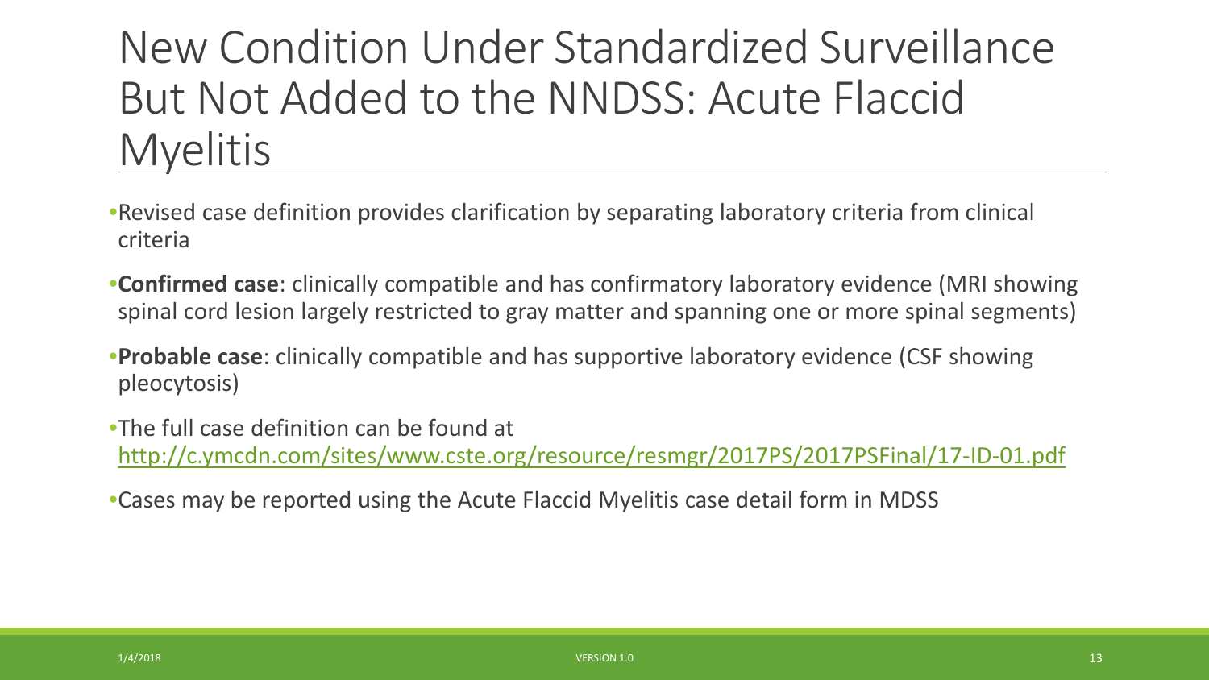# New Condition Under Standardized Surveillance But Not Added to the NNDSS: Acute Flaccid Myelitis

- Revised case definition provides clarification by separating laboratory criteria from clinical criteria
- **Confirmed case**: clinically compatible and has confirmatory laboratory evidence (MRI showing spinal cord lesion largely restricted to gray matter and spanning one or more spinal segments)
- **Probable case**: clinically compatible and has supportive laboratory evidence (CSF showing pleocytosis)
- The full case definition can be found at http://c.ymcdn.com/sites/www.cste.org/resource/resmgr/2017PS/2017PSFinal/17-ID-01.pdf
- Cases may be reported using the Acute Flaccid Myelitis case detail form in MDSS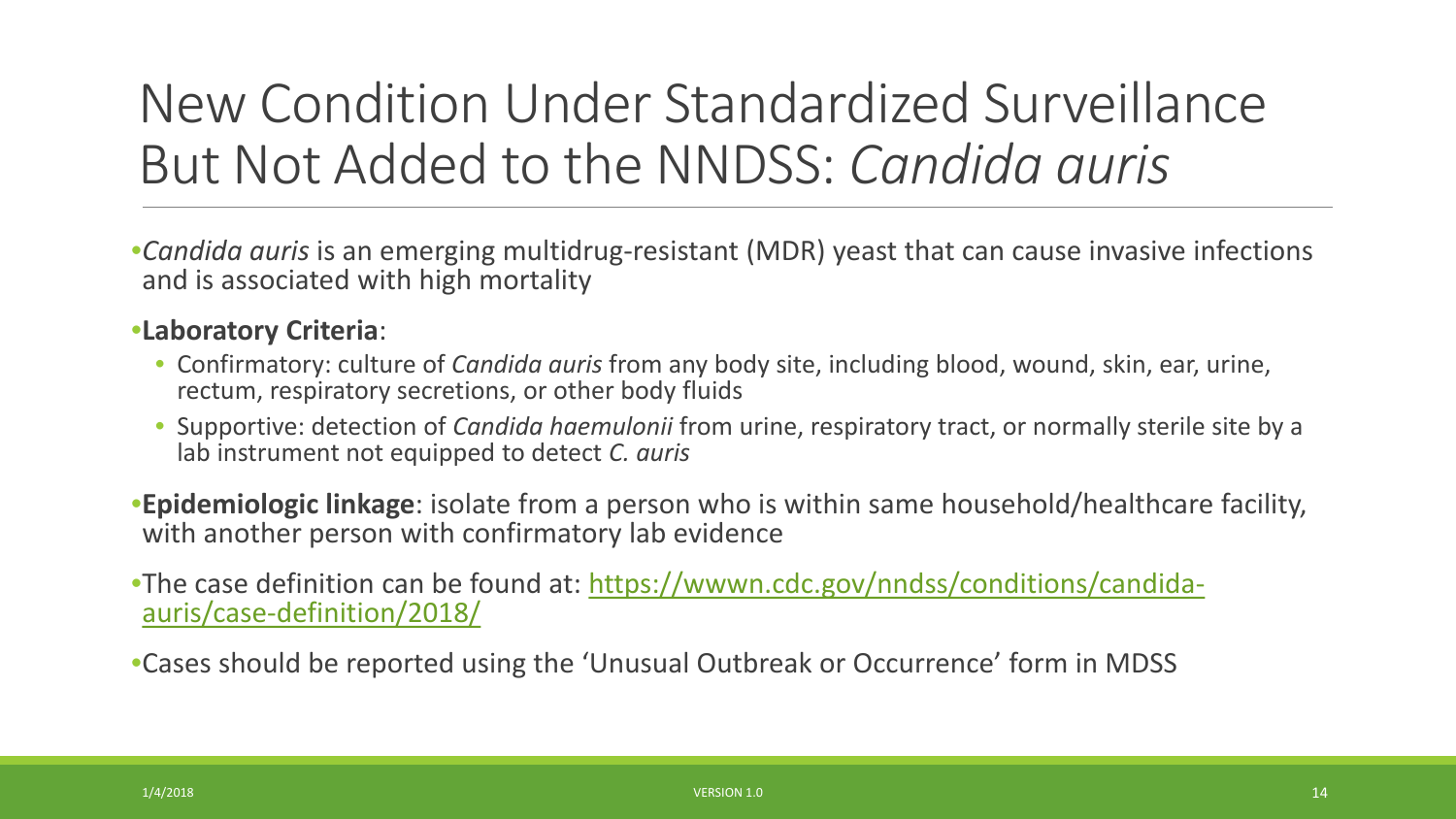# New Condition Under Standardized Surveillance But Not Added to the NNDSS: *Candida auris*

- *Candida auris* is an emerging multidrug-resistant (MDR) yeast that can cause invasive infections and is associated with high mortality
- **Laboratory Criteria**:
  - Confirmatory: culture of *Candida auris* from any body site, including blood, wound, skin, ear, urine, rectum, respiratory secretions, or other body fluids
  - Supportive: detection of *Candida haemulonii* from urine, respiratory tract, or normally sterile site by a lab instrument not equipped to detect *C. auris*
- **Epidemiologic linkage**: isolate from a person who is within same household/healthcare facility, with another person with confirmatory lab evidence
- The case definition can be found at: [https://wwwn.cdc.gov/nndss/conditions/candida-auris/case-definition/2018/](https://wwwn.cdc.gov/nndss/conditions/candida-auris/case-definition/2018/)
- Cases should be reported using the 'Unusual Outbreak or Occurrence' form in MDSS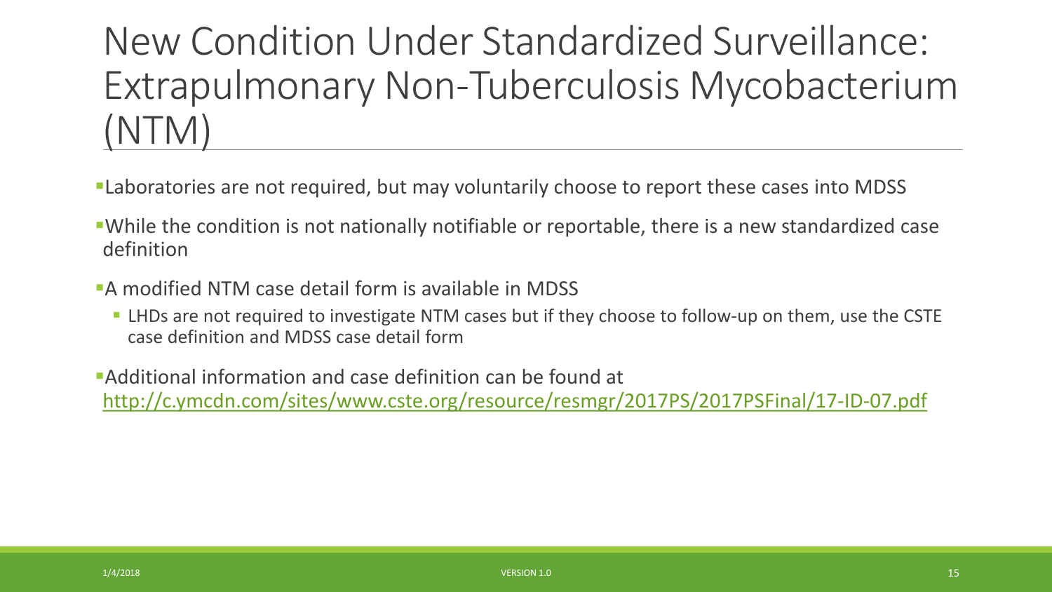# New Condition Under Standardized Surveillance: Extrapulmonary Non-Tuberculosis Mycobacterium (NTM)

- Laboratories are not required, but may voluntarily choose to report these cases into MDSS
- While the condition is not nationally notifiable or reportable, there is a new standardized case definition
- A modified NTM case detail form is available in MDSS
  - LHDs are not required to investigate NTM cases but if they choose to follow-up on them, use the CSTE case definition and MDSS case detail form
- Additional information and case definition can be found at http://c.ymcdn.com/sites/www.cste.org/resource/resmgr/2017PS/2017PSFinal/17-ID-07.pdf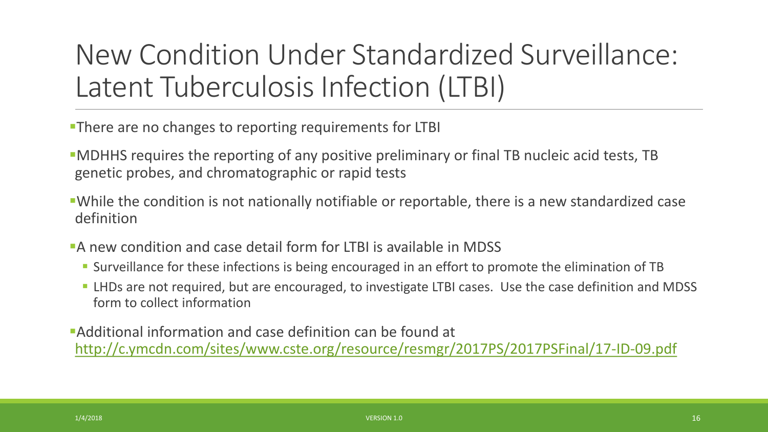# New Condition Under Standardized Surveillance: Latent Tuberculosis Infection (LTBI)

- There are no changes to reporting requirements for LTBI
- MDHHS requires the reporting of any positive preliminary or final TB nucleic acid tests, TB genetic probes, and chromatographic or rapid tests
- While the condition is not nationally notifiable or reportable, there is a new standardized case definition
- A new condition and case detail form for LTBI is available in MDSS
  - Surveillance for these infections is being encouraged in an effort to promote the elimination of TB
  - LHDs are not required, but are encouraged, to investigate LTBI cases. Use the case definition and MDSS form to collect information
- Additional information and case definition can be found at http://c.ymcdn.com/sites/www.cste.org/resource/resmgr/2017PS/2017PSFinal/17-ID-09.pdf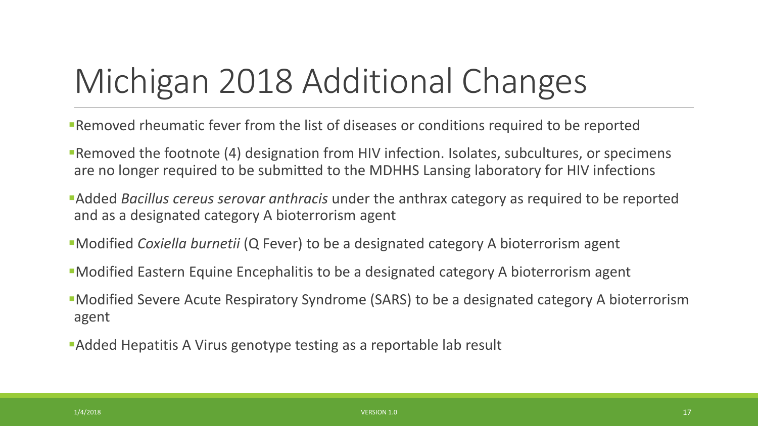# Michigan 2018 Additional Changes

- Removed rheumatic fever from the list of diseases or conditions required to be reported
- Removed the footnote (4) designation from HIV infection. Isolates, subcultures, or specimens are no longer required to be submitted to the MDHHS Lansing laboratory for HIV infections
- Added *Bacillus cereus serovar anthracis* under the anthrax category as required to be reported and as a designated category A bioterrorism agent
- Modified *Coxiella burnetii* (Q Fever) to be a designated category A bioterrorism agent
- Modified Eastern Equine Encephalitis to be a designated category A bioterrorism agent
- Modified Severe Acute Respiratory Syndrome (SARS) to be a designated category A bioterrorism agent
- Added Hepatitis A Virus genotype testing as a reportable lab result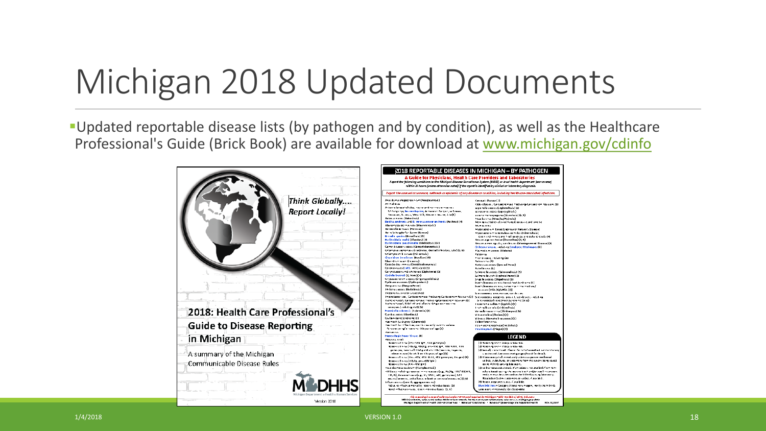# Michigan 2018 Updated Documents

- Updated reportable disease lists (by pathogen and by condition), as well as the Healthcare Professional's Guide (Brick Book) are available for download at [www.michigan.gov/cdinfo](www.michigan.gov/cdinfo)

*Think Globally.... Report Locally!*

2018: Health Care Professional's Guide to Disease Reporting in Michigan

A summary of the Michigan Communicable Disease Rules

MDHHS

Michigan Department of Health & Human Services

Version 2018

**2018 REPORTABLE DISEASES IN MICHIGAN – BY PATHOGEN**

**A Guide for Physicians, Health Care Providers and Laboratories**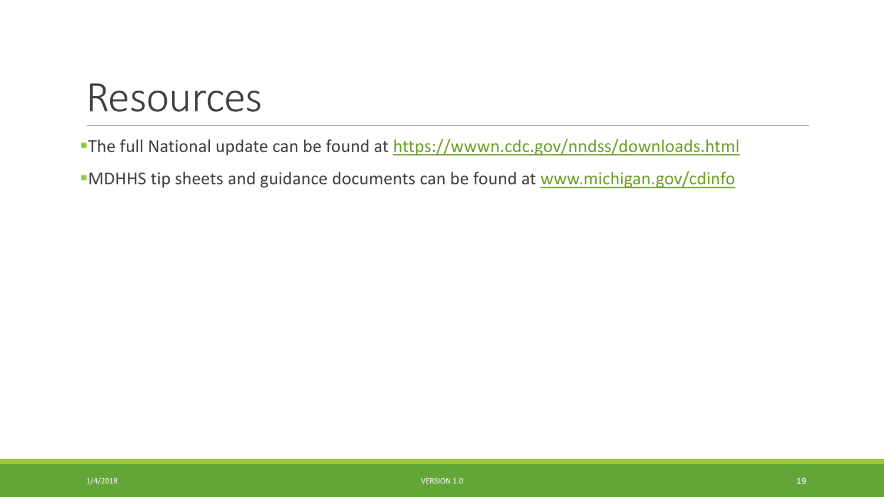# Resources

- The full National update can be found at https://wwwn.cdc.gov/nndss/downloads.html
- MDHHS tip sheets and guidance documents can be found at www.michigan.gov/cdinfo